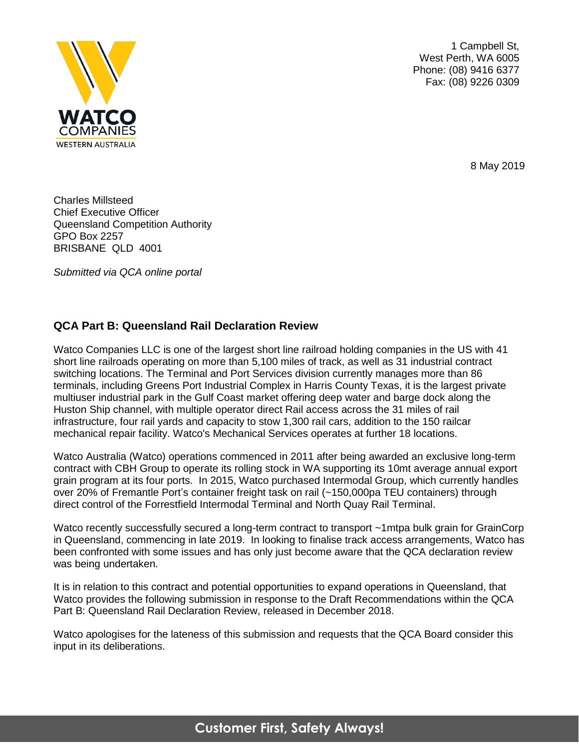1 Campbell St,
West Perth, WA 6005
Phone: (08) 9416 6377
Fax: (08) 9226 0309

8 May 2019

Charles Millsteed
Chief Executive Officer
Queensland Competition Authority
GPO Box 2257
BRISBANE QLD 4001

*Submitted via QCA online portal*

**QCA Part B: Queensland Rail Declaration Review**

Watco Companies LLC is one of the largest short line railroad holding companies in the US with 41 short line railroads operating on more than 5,100 miles of track, as well as 31 industrial contract switching locations. The Terminal and Port Services division currently manages more than 86 terminals, including Greens Port Industrial Complex in Harris County Texas, it is the largest private multiuser industrial park in the Gulf Coast market offering deep water and barge dock along the Huston Ship channel, with multiple operator direct Rail access across the 31 miles of rail infrastructure, four rail yards and capacity to stow 1,300 rail cars, addition to the 150 railcar mechanical repair facility. Watco's Mechanical Services operates at further 18 locations.

Watco Australia (Watco) operations commenced in 2011 after being awarded an exclusive long-term contract with CBH Group to operate its rolling stock in WA supporting its 10mt average annual export grain program at its four ports. In 2015, Watco purchased Intermodal Group, which currently handles over 20% of Fremantle Port's container freight task on rail (~150,000pa TEU containers) through direct control of the Forrestfield Intermodal Terminal and North Quay Rail Terminal.

Watco recently successfully secured a long-term contract to transport ~1mtpa bulk grain for GrainCorp in Queensland, commencing in late 2019. In looking to finalise track access arrangements, Watco has been confronted with some issues and has only just become aware that the QCA declaration review was being undertaken.

It is in relation to this contract and potential opportunities to expand operations in Queensland, that Watco provides the following submission in response to the Draft Recommendations within the QCA Part B: Queensland Rail Declaration Review, released in December 2018.

Watco apologises for the lateness of this submission and requests that the QCA Board consider this input in its deliberations.

**Customer First, Safety Always!**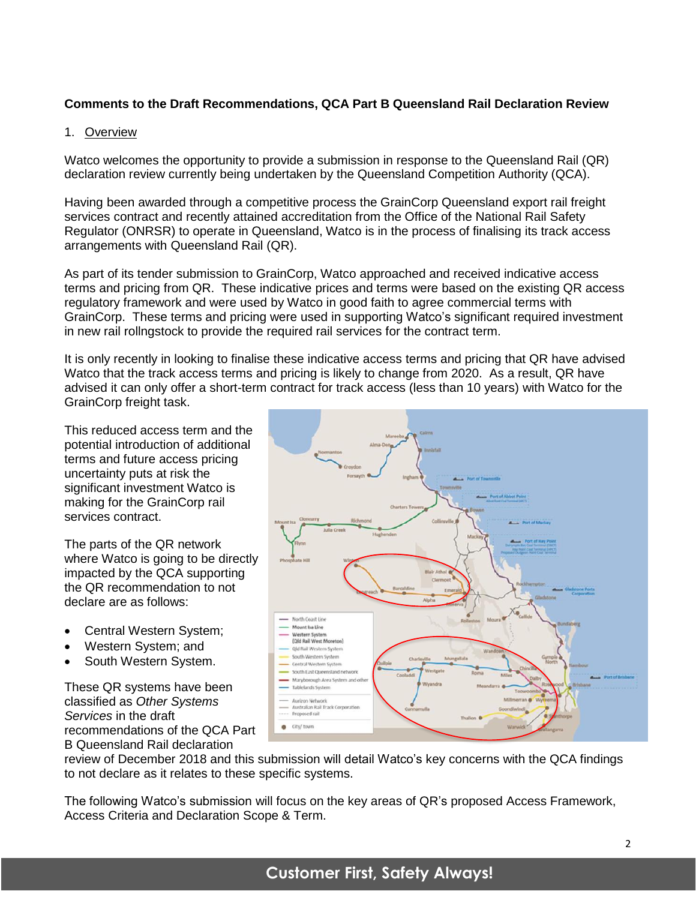**Comments to the Draft Recommendations, QCA Part B Queensland Rail Declaration Review**

1. Overview

Watco welcomes the opportunity to provide a submission in response to the Queensland Rail (QR) declaration review currently being undertaken by the Queensland Competition Authority (QCA).

Having been awarded through a competitive process the GrainCorp Queensland export rail freight services contract and recently attained accreditation from the Office of the National Rail Safety Regulator (ONRSR) to operate in Queensland, Watco is in the process of finalising its track access arrangements with Queensland Rail (QR).

As part of its tender submission to GrainCorp, Watco approached and received indicative access terms and pricing from QR. These indicative prices and terms were based on the existing QR access regulatory framework and were used by Watco in good faith to agree commercial terms with GrainCorp. These terms and pricing were used in supporting Watco's significant required investment in new rail rollngstock to provide the required rail services for the contract term.

It is only recently in looking to finalise these indicative access terms and pricing that QR have advised Watco that the track access terms and pricing is likely to change from 2020. As a result, QR have advised it can only offer a short-term contract for track access (less than 10 years) with Watco for the GrainCorp freight task.

This reduced access term and the potential introduction of additional terms and future access pricing uncertainty puts at risk the significant investment Watco is making for the GrainCorp rail services contract.

The parts of the QR network where Watco is going to be directly impacted by the QCA supporting the QR recommendation to not declare are as follows:

- Central Western System;
- Western System; and
- South Western System.

These QR systems have been classified as *Other Systems Services* in the draft recommendations of the QCA Part B Queensland Rail declaration review of December 2018 and this submission will detail Watco's key concerns with the QCA findings to not declare as it relates to these specific systems.

The following Watco's submission will focus on the key areas of QR's proposed Access Framework, Access Criteria and Declaration Scope & Term.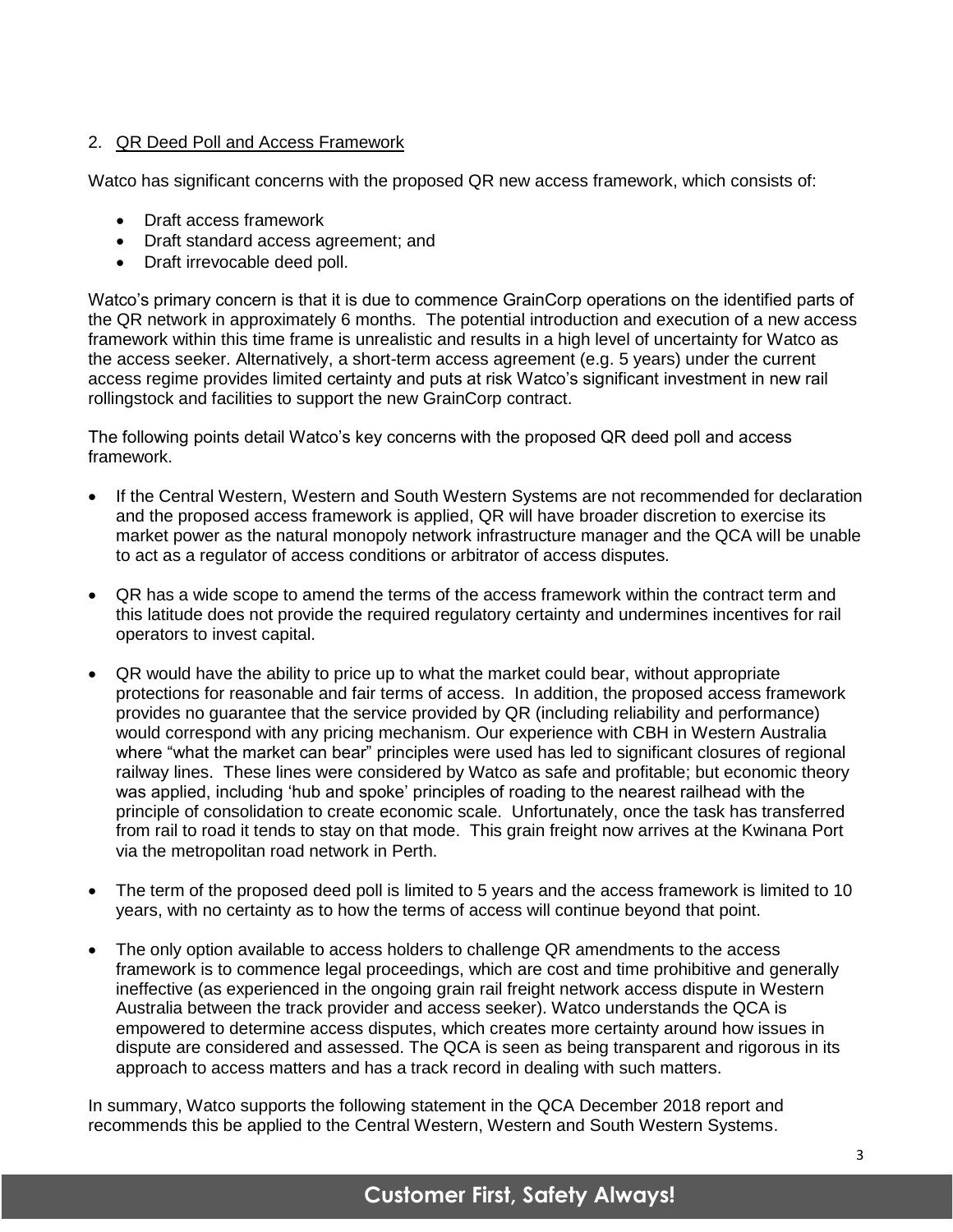2. QR Deed Poll and Access Framework

Watco has significant concerns with the proposed QR new access framework, which consists of:

- Draft access framework
- Draft standard access agreement; and
- Draft irrevocable deed poll.

Watco's primary concern is that it is due to commence GrainCorp operations on the identified parts of the QR network in approximately 6 months. The potential introduction and execution of a new access framework within this time frame is unrealistic and results in a high level of uncertainty for Watco as the access seeker. Alternatively, a short-term access agreement (e.g. 5 years) under the current access regime provides limited certainty and puts at risk Watco's significant investment in new rail rollingstock and facilities to support the new GrainCorp contract.

The following points detail Watco's key concerns with the proposed QR deed poll and access framework.

- If the Central Western, Western and South Western Systems are not recommended for declaration and the proposed access framework is applied, QR will have broader discretion to exercise its market power as the natural monopoly network infrastructure manager and the QCA will be unable to act as a regulator of access conditions or arbitrator of access disputes.
- QR has a wide scope to amend the terms of the access framework within the contract term and this latitude does not provide the required regulatory certainty and undermines incentives for rail operators to invest capital.
- QR would have the ability to price up to what the market could bear, without appropriate protections for reasonable and fair terms of access. In addition, the proposed access framework provides no guarantee that the service provided by QR (including reliability and performance) would correspond with any pricing mechanism. Our experience with CBH in Western Australia where "what the market can bear" principles were used has led to significant closures of regional railway lines. These lines were considered by Watco as safe and profitable; but economic theory was applied, including 'hub and spoke' principles of roading to the nearest railhead with the principle of consolidation to create economic scale. Unfortunately, once the task has transferred from rail to road it tends to stay on that mode. This grain freight now arrives at the Kwinana Port via the metropolitan road network in Perth.
- The term of the proposed deed poll is limited to 5 years and the access framework is limited to 10 years, with no certainty as to how the terms of access will continue beyond that point.
- The only option available to access holders to challenge QR amendments to the access framework is to commence legal proceedings, which are cost and time prohibitive and generally ineffective (as experienced in the ongoing grain rail freight network access dispute in Western Australia between the track provider and access seeker). Watco understands the QCA is empowered to determine access disputes, which creates more certainty around how issues in dispute are considered and assessed. The QCA is seen as being transparent and rigorous in its approach to access matters and has a track record in dealing with such matters.

In summary, Watco supports the following statement in the QCA December 2018 report and recommends this be applied to the Central Western, Western and South Western Systems.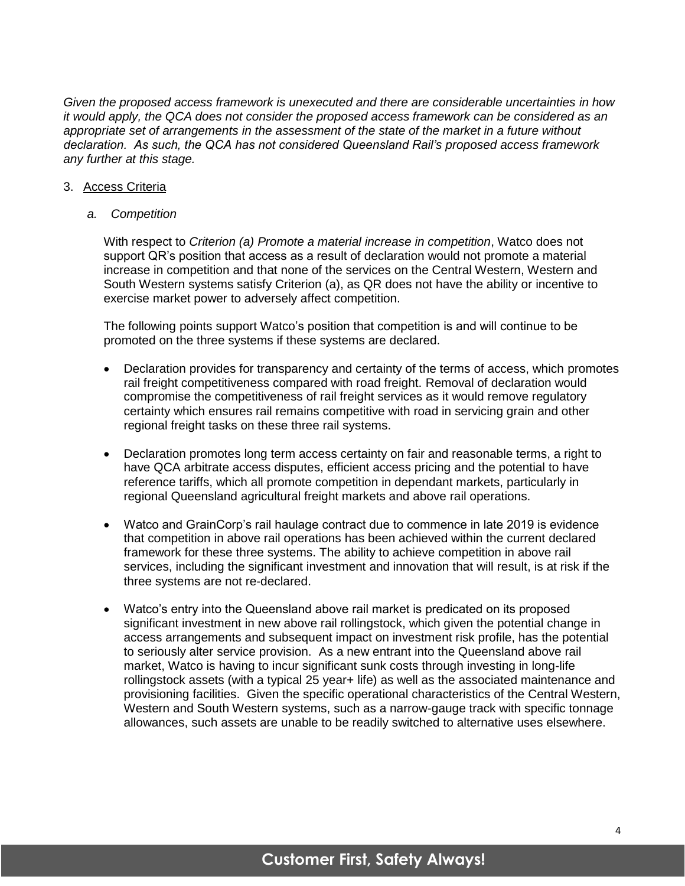*Given the proposed access framework is unexecuted and there are considerable uncertainties in how it would apply, the QCA does not consider the proposed access framework can be considered as an appropriate set of arrangements in the assessment of the state of the market in a future without declaration. As such, the QCA has not considered Queensland Rail's proposed access framework any further at this stage.*

3. Access Criteria

   *a. Competition*

   With respect to *Criterion (a) Promote a material increase in competition*, Watco does not support QR's position that access as a result of declaration would not promote a material increase in competition and that none of the services on the Central Western, Western and South Western systems satisfy Criterion (a), as QR does not have the ability or incentive to exercise market power to adversely affect competition.

   The following points support Watco's position that competition is and will continue to be promoted on the three systems if these systems are declared.

   - Declaration provides for transparency and certainty of the terms of access, which promotes rail freight competitiveness compared with road freight. Removal of declaration would compromise the competitiveness of rail freight services as it would remove regulatory certainty which ensures rail remains competitive with road in servicing grain and other regional freight tasks on these three rail systems.

   - Declaration promotes long term access certainty on fair and reasonable terms, a right to have QCA arbitrate access disputes, efficient access pricing and the potential to have reference tariffs, which all promote competition in dependant markets, particularly in regional Queensland agricultural freight markets and above rail operations.

   - Watco and GrainCorp's rail haulage contract due to commence in late 2019 is evidence that competition in above rail operations has been achieved within the current declared framework for these three systems. The ability to achieve competition in above rail services, including the significant investment and innovation that will result, is at risk if the three systems are not re-declared.

   - Watco's entry into the Queensland above rail market is predicated on its proposed significant investment in new above rail rollingstock, which given the potential change in access arrangements and subsequent impact on investment risk profile, has the potential to seriously alter service provision. As a new entrant into the Queensland above rail market, Watco is having to incur significant sunk costs through investing in long-life rollingstock assets (with a typical 25 year+ life) as well as the associated maintenance and provisioning facilities. Given the specific operational characteristics of the Central Western, Western and South Western systems, such as a narrow-gauge track with specific tonnage allowances, such assets are unable to be readily switched to alternative uses elsewhere.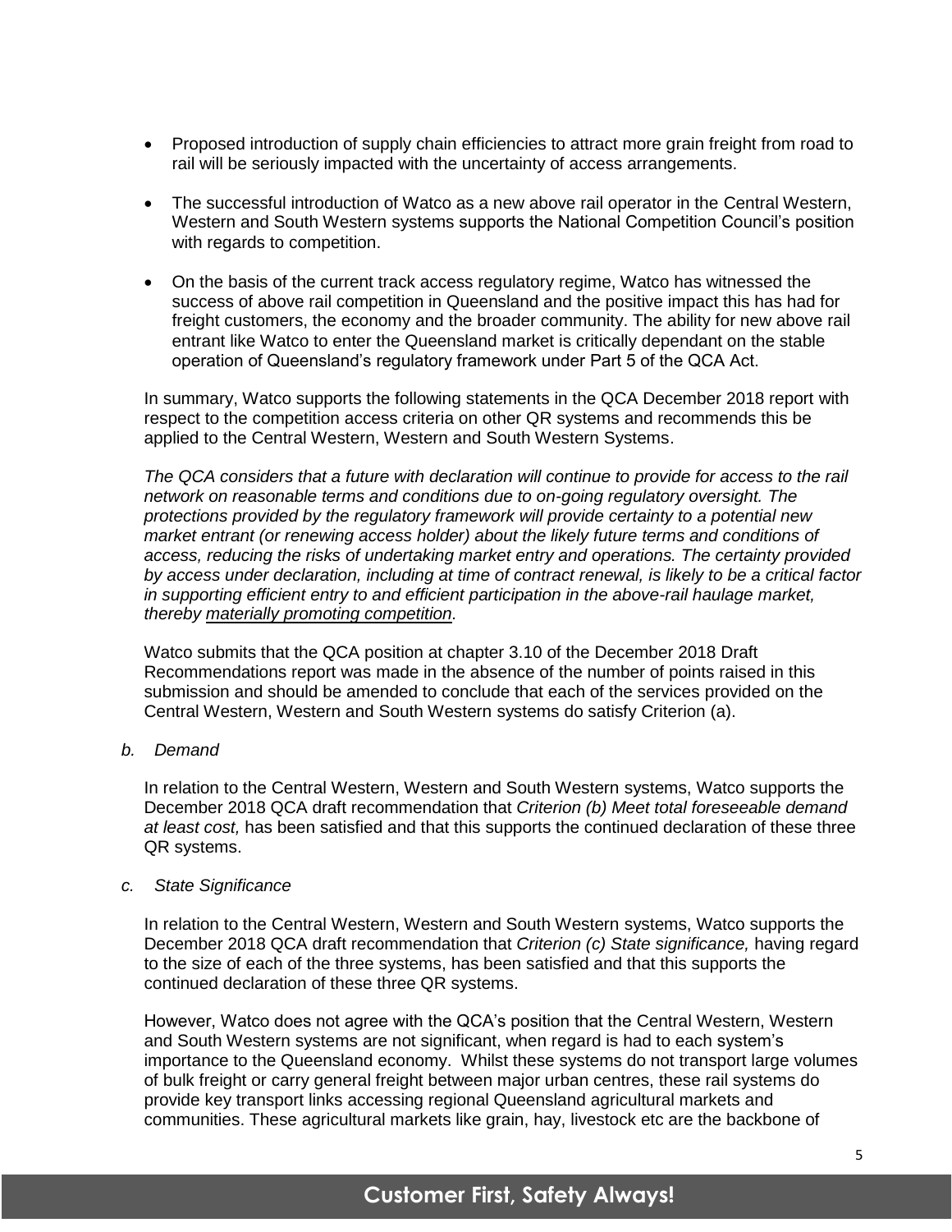- Proposed introduction of supply chain efficiencies to attract more grain freight from road to rail will be seriously impacted with the uncertainty of access arrangements.

- The successful introduction of Watco as a new above rail operator in the Central Western, Western and South Western systems supports the National Competition Council's position with regards to competition.

- On the basis of the current track access regulatory regime, Watco has witnessed the success of above rail competition in Queensland and the positive impact this has had for freight customers, the economy and the broader community. The ability for new above rail entrant like Watco to enter the Queensland market is critically dependant on the stable operation of Queensland's regulatory framework under Part 5 of the QCA Act.

In summary, Watco supports the following statements in the QCA December 2018 report with respect to the competition access criteria on other QR systems and recommends this be applied to the Central Western, Western and South Western Systems.

*The QCA considers that a future with declaration will continue to provide for access to the rail network on reasonable terms and conditions due to on-going regulatory oversight. The protections provided by the regulatory framework will provide certainty to a potential new market entrant (or renewing access holder) about the likely future terms and conditions of access, reducing the risks of undertaking market entry and operations. The certainty provided by access under declaration, including at time of contract renewal, is likely to be a critical factor in supporting efficient entry to and efficient participation in the above-rail haulage market, thereby <u>materially promoting competition</u>.*

Watco submits that the QCA position at chapter 3.10 of the December 2018 Draft Recommendations report was made in the absence of the number of points raised in this submission and should be amended to conclude that each of the services provided on the Central Western, Western and South Western systems do satisfy Criterion (a).

*b. Demand*

In relation to the Central Western, Western and South Western systems, Watco supports the December 2018 QCA draft recommendation that *Criterion (b) Meet total foreseeable demand at least cost,* has been satisfied and that this supports the continued declaration of these three QR systems.

*c. State Significance*

In relation to the Central Western, Western and South Western systems, Watco supports the December 2018 QCA draft recommendation that *Criterion (c) State significance,* having regard to the size of each of the three systems, has been satisfied and that this supports the continued declaration of these three QR systems.

However, Watco does not agree with the QCA's position that the Central Western, Western and South Western systems are not significant, when regard is had to each system's importance to the Queensland economy. Whilst these systems do not transport large volumes of bulk freight or carry general freight between major urban centres, these rail systems do provide key transport links accessing regional Queensland agricultural markets and communities. These agricultural markets like grain, hay, livestock etc are the backbone of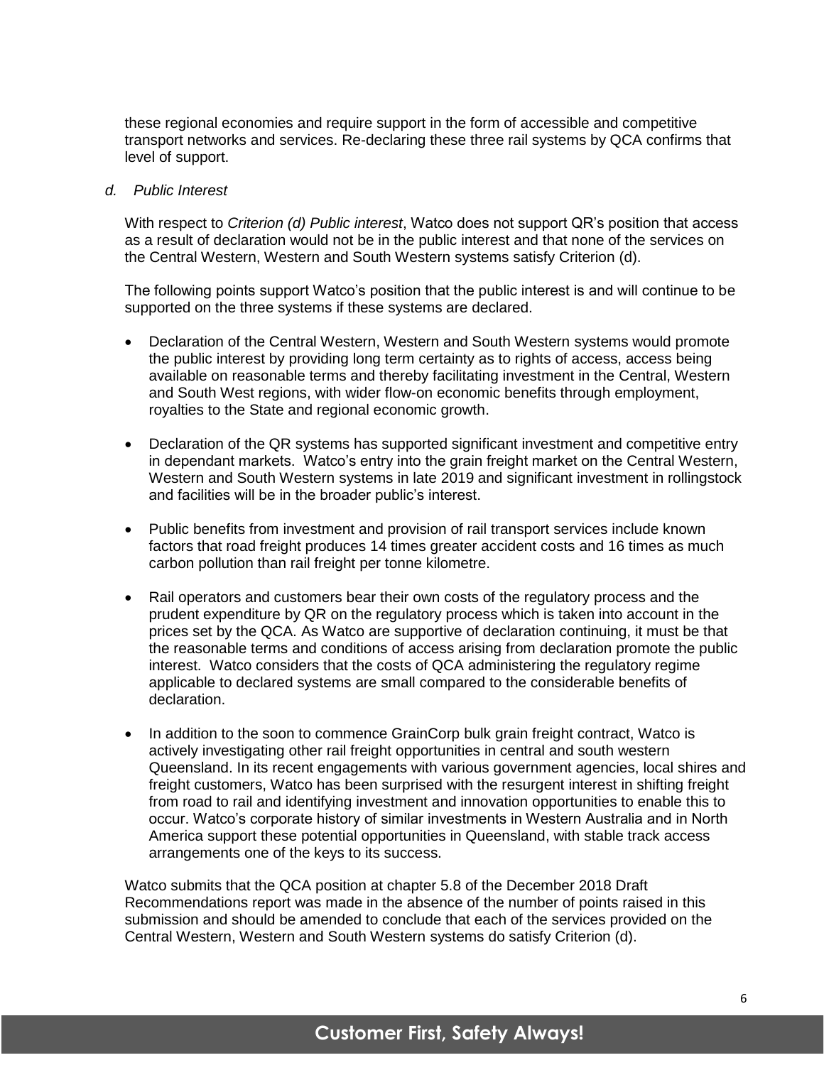these regional economies and require support in the form of accessible and competitive transport networks and services. Re-declaring these three rail systems by QCA confirms that level of support.

### *d. Public Interest*

With respect to *Criterion (d) Public interest*, Watco does not support QR's position that access as a result of declaration would not be in the public interest and that none of the services on the Central Western, Western and South Western systems satisfy Criterion (d).

The following points support Watco's position that the public interest is and will continue to be supported on the three systems if these systems are declared.

- Declaration of the Central Western, Western and South Western systems would promote the public interest by providing long term certainty as to rights of access, access being available on reasonable terms and thereby facilitating investment in the Central, Western and South West regions, with wider flow-on economic benefits through employment, royalties to the State and regional economic growth.
- Declaration of the QR systems has supported significant investment and competitive entry in dependant markets. Watco's entry into the grain freight market on the Central Western, Western and South Western systems in late 2019 and significant investment in rollingstock and facilities will be in the broader public's interest.
- Public benefits from investment and provision of rail transport services include known factors that road freight produces 14 times greater accident costs and 16 times as much carbon pollution than rail freight per tonne kilometre.
- Rail operators and customers bear their own costs of the regulatory process and the prudent expenditure by QR on the regulatory process which is taken into account in the prices set by the QCA. As Watco are supportive of declaration continuing, it must be that the reasonable terms and conditions of access arising from declaration promote the public interest. Watco considers that the costs of QCA administering the regulatory regime applicable to declared systems are small compared to the considerable benefits of declaration.
- In addition to the soon to commence GrainCorp bulk grain freight contract, Watco is actively investigating other rail freight opportunities in central and south western Queensland. In its recent engagements with various government agencies, local shires and freight customers, Watco has been surprised with the resurgent interest in shifting freight from road to rail and identifying investment and innovation opportunities to enable this to occur. Watco's corporate history of similar investments in Western Australia and in North America support these potential opportunities in Queensland, with stable track access arrangements one of the keys to its success.

Watco submits that the QCA position at chapter 5.8 of the December 2018 Draft Recommendations report was made in the absence of the number of points raised in this submission and should be amended to conclude that each of the services provided on the Central Western, Western and South Western systems do satisfy Criterion (d).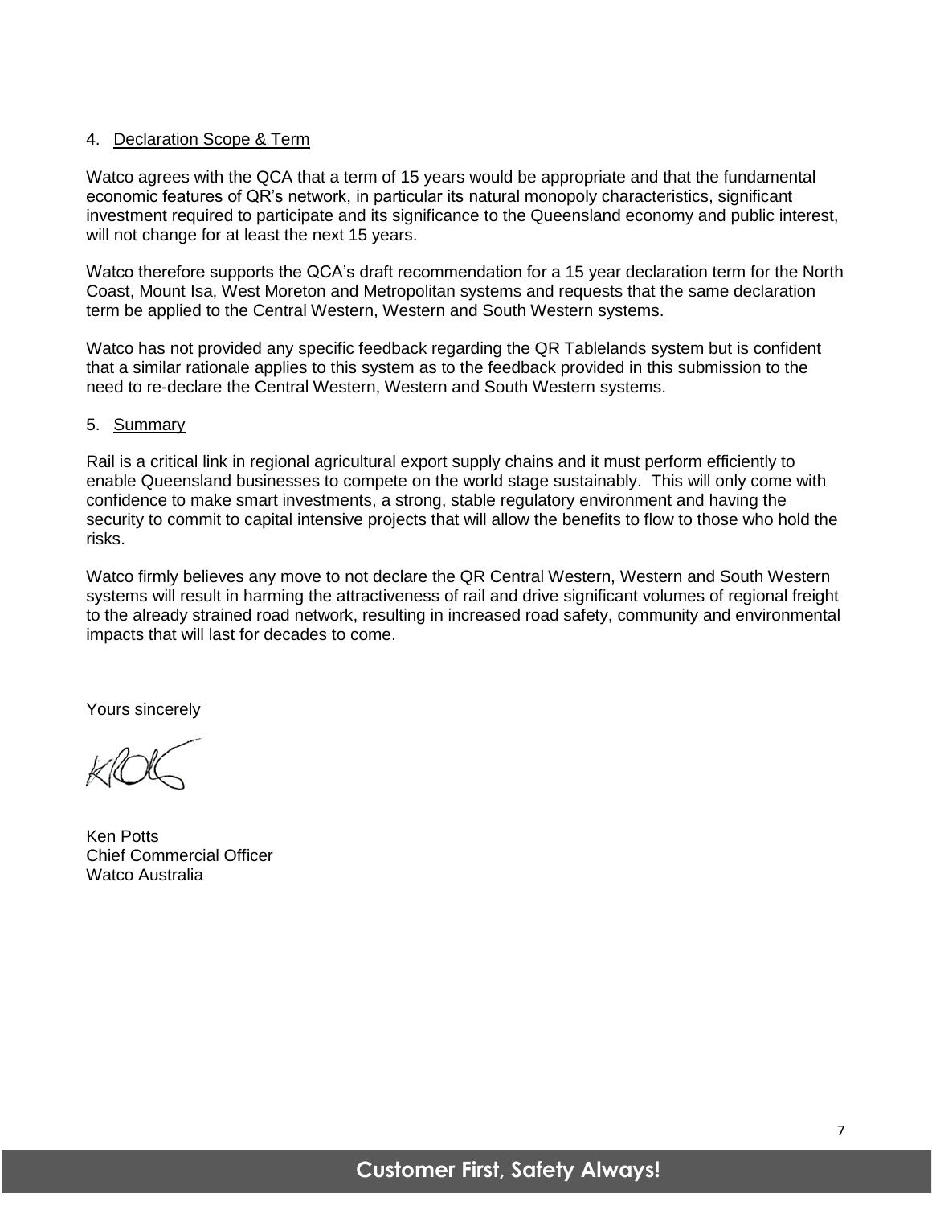4. Declaration Scope & Term

Watco agrees with the QCA that a term of 15 years would be appropriate and that the fundamental economic features of QR's network, in particular its natural monopoly characteristics, significant investment required to participate and its significance to the Queensland economy and public interest, will not change for at least the next 15 years.

Watco therefore supports the QCA's draft recommendation for a 15 year declaration term for the North Coast, Mount Isa, West Moreton and Metropolitan systems and requests that the same declaration term be applied to the Central Western, Western and South Western systems.

Watco has not provided any specific feedback regarding the QR Tablelands system but is confident that a similar rationale applies to this system as to the feedback provided in this submission to the need to re-declare the Central Western, Western and South Western systems.

5. Summary

Rail is a critical link in regional agricultural export supply chains and it must perform efficiently to enable Queensland businesses to compete on the world stage sustainably. This will only come with confidence to make smart investments, a strong, stable regulatory environment and having the security to commit to capital intensive projects that will allow the benefits to flow to those who hold the risks.

Watco firmly believes any move to not declare the QR Central Western, Western and South Western systems will result in harming the attractiveness of rail and drive significant volumes of regional freight to the already strained road network, resulting in increased road safety, community and environmental impacts that will last for decades to come.

Yours sincerely

Ken Potts
Chief Commercial Officer
Watco Australia

**Customer First, Safety Always!**